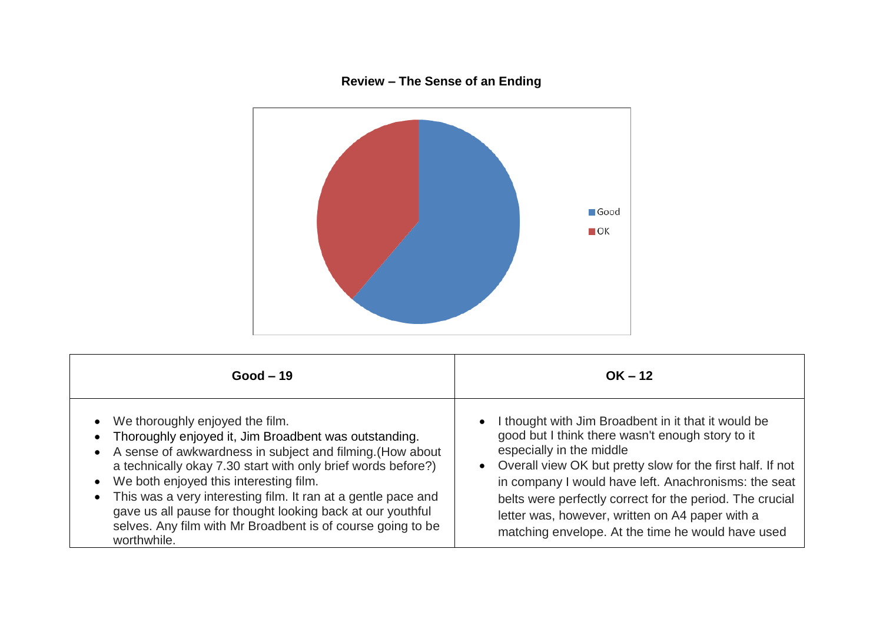**Review – The Sense of an Ending**

Good
OK

| Good – 19 | OK – 12 |
|---|---|
| • We thoroughly enjoyed the film.<br>• Thoroughly enjoyed it, Jim Broadbent was outstanding.<br>• A sense of awkwardness in subject and filming.(How about a technically okay 7.30 start with only brief words before?)<br>• We both enjoyed this interesting film.<br>• This was a very interesting film. It ran at a gentle pace and gave us all pause for thought looking back at our youthful selves. Any film with Mr Broadbent is of course going to be worthwhile. | • I thought with Jim Broadbent in it that it would be good but I think there wasn't enough story to it especially in the middle<br>• Overall view OK but pretty slow for the first half. If not in company I would have left. Anachronisms: the seat belts were perfectly correct for the period. The crucial letter was, however, written on A4 paper with a matching envelope. At the time he would have used |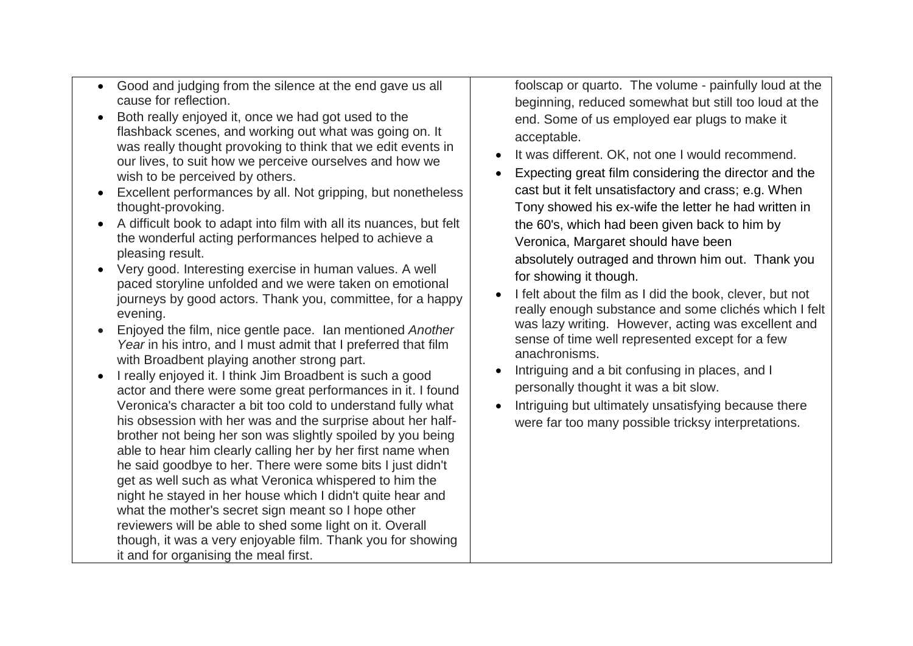- Good and judging from the silence at the end gave us all cause for reflection.
- Both really enjoyed it, once we had got used to the flashback scenes, and working out what was going on. It was really thought provoking to think that we edit events in our lives, to suit how we perceive ourselves and how we wish to be perceived by others.
- Excellent performances by all. Not gripping, but nonetheless thought-provoking.
- A difficult book to adapt into film with all its nuances, but felt the wonderful acting performances helped to achieve a pleasing result.
- Very good. Interesting exercise in human values. A well paced storyline unfolded and we were taken on emotional journeys by good actors. Thank you, committee, for a happy evening.
- Enjoyed the film, nice gentle pace. Ian mentioned *Another Year* in his intro, and I must admit that I preferred that film with Broadbent playing another strong part.
- I really enjoyed it. I think Jim Broadbent is such a good actor and there were some great performances in it. I found Veronica's character a bit too cold to understand fully what his obsession with her was and the surprise about her half-brother not being her son was slightly spoiled by you being able to hear him clearly calling her by her first name when he said goodbye to her. There were some bits I just didn't get as well such as what Veronica whispered to him the night he stayed in her house which I didn't quite hear and what the mother's secret sign meant so I hope other reviewers will be able to shed some light on it. Overall though, it was a very enjoyable film. Thank you for showing it and for organising the meal first.

foolscap or quarto. The volume - painfully loud at the beginning, reduced somewhat but still too loud at the end. Some of us employed ear plugs to make it acceptable.

- It was different. OK, not one I would recommend.
- Expecting great film considering the director and the cast but it felt unsatisfactory and crass; e.g. When Tony showed his ex-wife the letter he had written in the 60's, which had been given back to him by Veronica, Margaret should have been absolutely outraged and thrown him out. Thank you for showing it though.
- I felt about the film as I did the book, clever, but not really enough substance and some clichés which I felt was lazy writing. However, acting was excellent and sense of time well represented except for a few anachronisms.
- Intriguing and a bit confusing in places, and I personally thought it was a bit slow.
- Intriguing but ultimately unsatisfying because there were far too many possible tricksy interpretations.